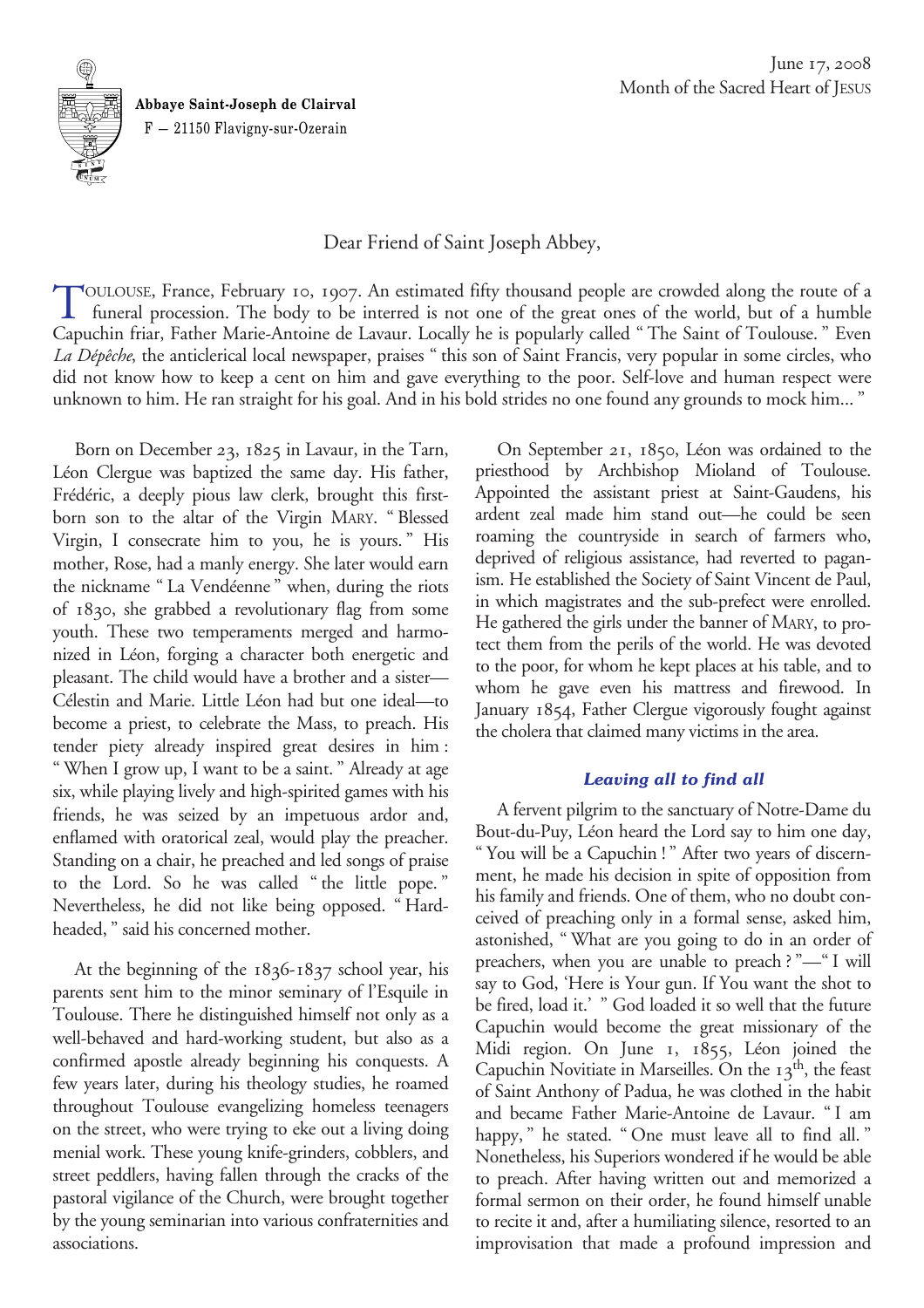**Abbaye Saint-Joseph de Clairval**
F — 21150 Flavigny-sur-Ozerain

June 17, 2008
Month of the Sacred Heart of JESUS

Dear Friend of Saint Joseph Abbey,

TOULOUSE, France, February 10, 1907. An estimated fifty thousand people are crowded along the route of a funeral procession. The body to be interred is not one of the great ones of the world, but of a humble Capuchin friar, Father Marie-Antoine de Lavaur. Locally he is popularly called " The Saint of Toulouse. " Even *La Dépêche*, the anticlerical local newspaper, praises " this son of Saint Francis, very popular in some circles, who did not know how to keep a cent on him and gave everything to the poor. Self-love and human respect were unknown to him. He ran straight for his goal. And in his bold strides no one found any grounds to mock him... "

Born on December 23, 1825 in Lavaur, in the Tarn, Léon Clergue was baptized the same day. His father, Frédéric, a deeply pious law clerk, brought this first-born son to the altar of the Virgin MARY. " Blessed Virgin, I consecrate him to you, he is yours. " His mother, Rose, had a manly energy. She later would earn the nickname " La Vendéenne " when, during the riots of 1830, she grabbed a revolutionary flag from some youth. These two temperaments merged and harmonized in Léon, forging a character both energetic and pleasant. The child would have a brother and a sister—Célestin and Marie. Little Léon had but one ideal—to become a priest, to celebrate the Mass, to preach. His tender piety already inspired great desires in him : " When I grow up, I want to be a saint. " Already at age six, while playing lively and high-spirited games with his friends, he was seized by an impetuous ardor and, enflamed with oratorical zeal, would play the preacher. Standing on a chair, he preached and led songs of praise to the Lord. So he was called " the little pope. " Nevertheless, he did not like being opposed. " Hard-headed, " said his concerned mother.

At the beginning of the 1836-1837 school year, his parents sent him to the minor seminary of l'Esquile in Toulouse. There he distinguished himself not only as a well-behaved and hard-working student, but also as a confirmed apostle already beginning his conquests. A few years later, during his theology studies, he roamed throughout Toulouse evangelizing homeless teenagers on the street, who were trying to eke out a living doing menial work. These young knife-grinders, cobblers, and street peddlers, having fallen through the cracks of the pastoral vigilance of the Church, were brought together by the young seminarian into various confraternities and associations.

On September 21, 1850, Léon was ordained to the priesthood by Archbishop Mioland of Toulouse. Appointed the assistant priest at Saint-Gaudens, his ardent zeal made him stand out—he could be seen roaming the countryside in search of farmers who, deprived of religious assistance, had reverted to paganism. He established the Society of Saint Vincent de Paul, in which magistrates and the sub-prefect were enrolled. He gathered the girls under the banner of MARY, to protect them from the perils of the world. He was devoted to the poor, for whom he kept places at his table, and to whom he gave even his mattress and firewood. In January 1854, Father Clergue vigorously fought against the cholera that claimed many victims in the area.

### *Leaving all to find all*

A fervent pilgrim to the sanctuary of Notre-Dame du Bout-du-Puy, Léon heard the Lord say to him one day, " You will be a Capuchin ! " After two years of discernment, he made his decision in spite of opposition from his family and friends. One of them, who no doubt conceived of preaching only in a formal sense, asked him, astonished, " What are you going to do in an order of preachers, when you are unable to preach ? "—" I will say to God, 'Here is Your gun. If You want the shot to be fired, load it.' " God loaded it so well that the future Capuchin would become the great missionary of the Midi region. On June 1, 1855, Léon joined the Capuchin Novitiate in Marseilles. On the 13th, the feast of Saint Anthony of Padua, he was clothed in the habit and became Father Marie-Antoine de Lavaur. " I am happy, " he stated. " One must leave all to find all. " Nonetheless, his Superiors wondered if he would be able to preach. After having written out and memorized a formal sermon on their order, he found himself unable to recite it and, after a humiliating silence, resorted to an improvisation that made a profound impression and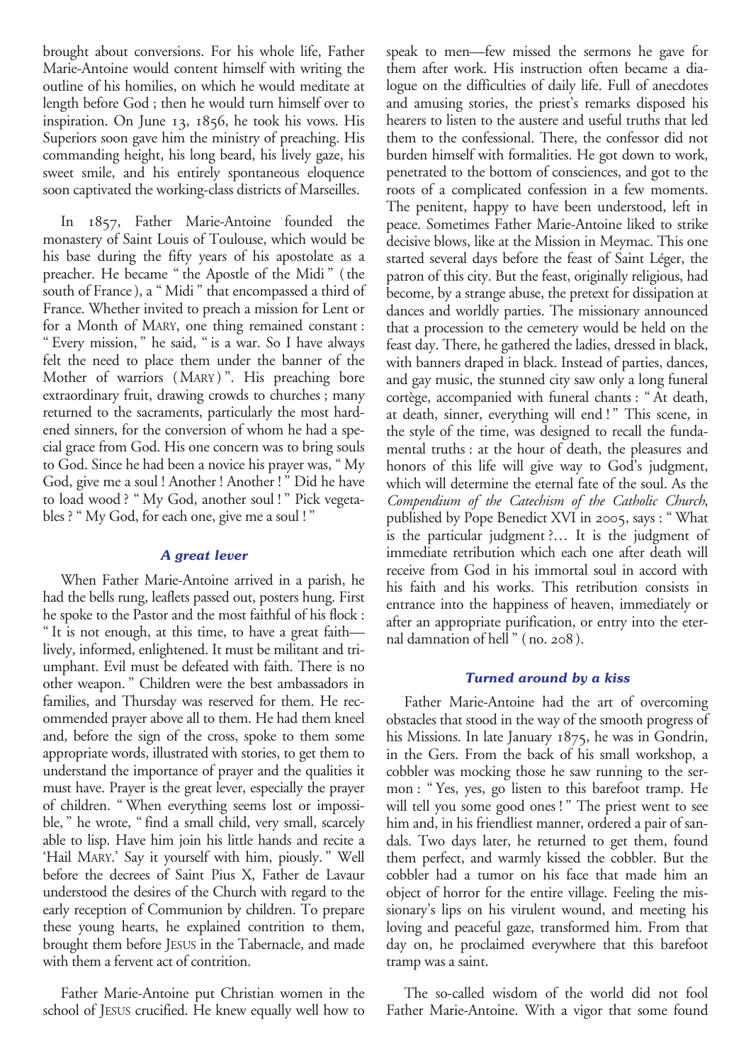brought about conversions. For his whole life, Father Marie-Antoine would content himself with writing the outline of his homilies, on which he would meditate at length before God ; then he would turn himself over to inspiration. On June 13, 1856, he took his vows. His Superiors soon gave him the ministry of preaching. His commanding height, his long beard, his lively gaze, his sweet smile, and his entirely spontaneous eloquence soon captivated the working-class districts of Marseilles.

In 1857, Father Marie-Antoine founded the monastery of Saint Louis of Toulouse, which would be his base during the fifty years of his apostolate as a preacher. He became " the Apostle of the Midi " (the south of France), a " Midi " that encompassed a third of France. Whether invited to preach a mission for Lent or for a Month of MARY, one thing remained constant : " Every mission, " he said, " is a war. So I have always felt the need to place them under the banner of the Mother of warriors (MARY) ". His preaching bore extraordinary fruit, drawing crowds to churches ; many returned to the sacraments, particularly the most hardened sinners, for the conversion of whom he had a special grace from God. His one concern was to bring souls to God. Since he had been a novice his prayer was, " My God, give me a soul ! Another ! Another ! " Did he have to load wood ? " My God, another soul ! " Pick vegetables ? " My God, for each one, give me a soul ! "

### *A great lever*

When Father Marie-Antoine arrived in a parish, he had the bells rung, leaflets passed out, posters hung. First he spoke to the Pastor and the most faithful of his flock : " It is not enough, at this time, to have a great faith—lively, informed, enlightened. It must be militant and triumphant. Evil must be defeated with faith. There is no other weapon. " Children were the best ambassadors in families, and Thursday was reserved for them. He recommended prayer above all to them. He had them kneel and, before the sign of the cross, spoke to them some appropriate words, illustrated with stories, to get them to understand the importance of prayer and the qualities it must have. Prayer is the great lever, especially the prayer of children. " When everything seems lost or impossible, " he wrote, " find a small child, very small, scarcely able to lisp. Have him join his little hands and recite a 'Hail MARY.' Say it yourself with him, piously. " Well before the decrees of Saint Pius X, Father de Lavaur understood the desires of the Church with regard to the early reception of Communion by children. To prepare these young hearts, he explained contrition to them, brought them before JESUS in the Tabernacle, and made with them a fervent act of contrition.

Father Marie-Antoine put Christian women in the school of JESUS crucified. He knew equally well how to speak to men—few missed the sermons he gave for them after work. His instruction often became a dialogue on the difficulties of daily life. Full of anecdotes and amusing stories, the priest's remarks disposed his hearers to listen to the austere and useful truths that led them to the confessional. There, the confessor did not burden himself with formalities. He got down to work, penetrated to the bottom of consciences, and got to the roots of a complicated confession in a few moments. The penitent, happy to have been understood, left in peace. Sometimes Father Marie-Antoine liked to strike decisive blows, like at the Mission in Meymac. This one started several days before the feast of Saint Léger, the patron of this city. But the feast, originally religious, had become, by a strange abuse, the pretext for dissipation at dances and worldly parties. The missionary announced that a procession to the cemetery would be held on the feast day. There, he gathered the ladies, dressed in black, with banners draped in black. Instead of parties, dances, and gay music, the stunned city saw only a long funeral cortège, accompanied with funeral chants : " At death, at death, sinner, everything will end ! " This scene, in the style of the time, was designed to recall the fundamental truths : at the hour of death, the pleasures and honors of this life will give way to God's judgment, which will determine the eternal fate of the soul. As the *Compendium of the Catechism of the Catholic Church*, published by Pope Benedict XVI in 2005, says : " What is the particular judgment ?… It is the judgment of immediate retribution which each one after death will receive from God in his immortal soul in accord with his faith and his works. This retribution consists in entrance into the happiness of heaven, immediately or after an appropriate purification, or entry into the eternal damnation of hell " (no. 208).

### *Turned around by a kiss*

Father Marie-Antoine had the art of overcoming obstacles that stood in the way of the smooth progress of his Missions. In late January 1875, he was in Gondrin, in the Gers. From the back of his small workshop, a cobbler was mocking those he saw running to the sermon : " Yes, yes, go listen to this barefoot tramp. He will tell you some good ones ! " The priest went to see him and, in his friendliest manner, ordered a pair of sandals. Two days later, he returned to get them, found them perfect, and warmly kissed the cobbler. But the cobbler had a tumor on his face that made him an object of horror for the entire village. Feeling the missionary's lips on his virulent wound, and meeting his loving and peaceful gaze, transformed him. From that day on, he proclaimed everywhere that this barefoot tramp was a saint.

The so-called wisdom of the world did not fool Father Marie-Antoine. With a vigor that some found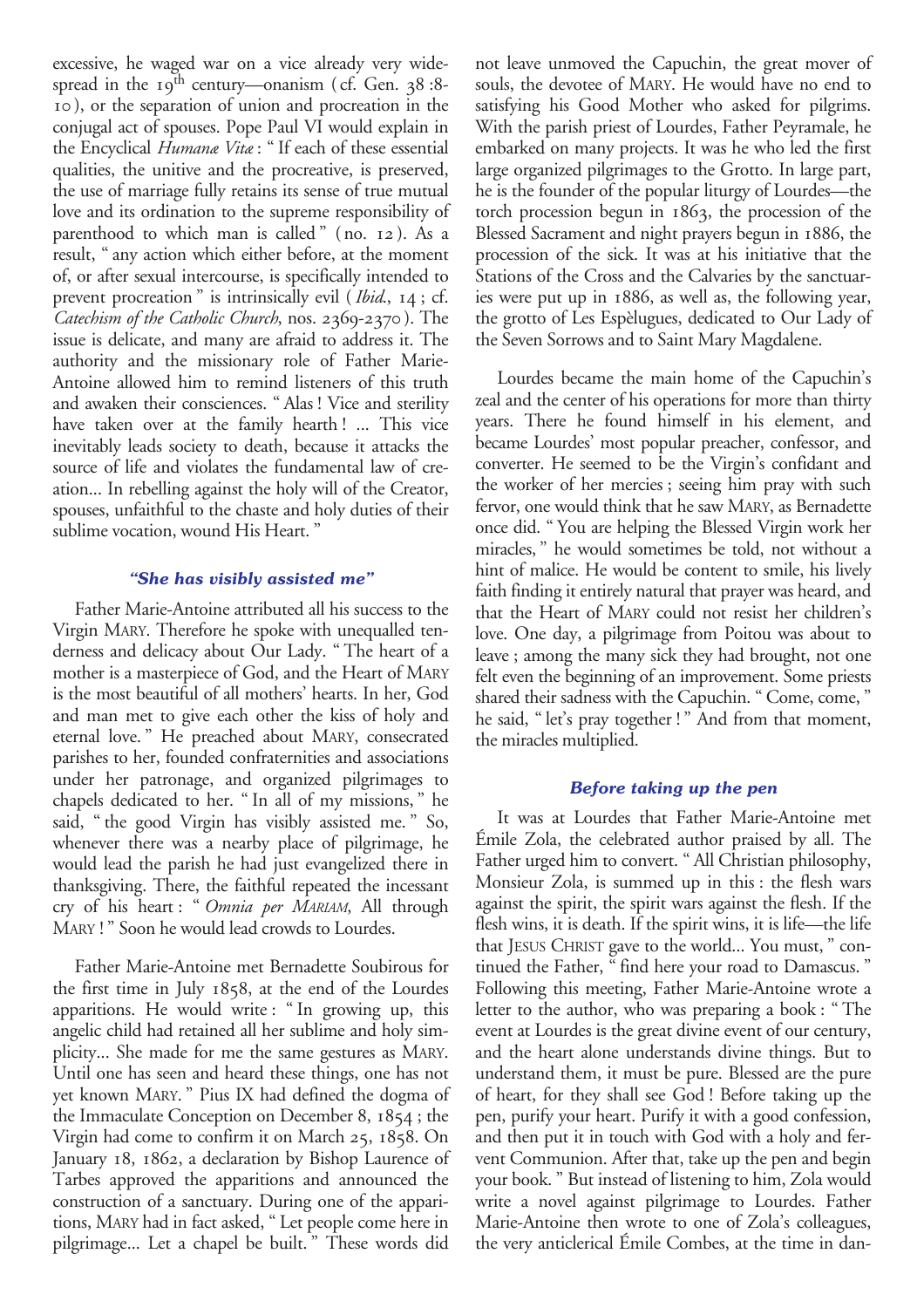excessive, he waged war on a vice already very widespread in the 19th century—onanism (cf. Gen. 38:8-10), or the separation of union and procreation in the conjugal act of spouses. Pope Paul VI would explain in the Encyclical *Humanæ Vitæ*: "If each of these essential qualities, the unitive and the procreative, is preserved, the use of marriage fully retains its sense of true mutual love and its ordination to the supreme responsibility of parenthood to which man is called" (no. 12). As a result, "any action which either before, at the moment of, or after sexual intercourse, is specifically intended to prevent procreation" is intrinsically evil (*Ibid.*, 14; cf. *Catechism of the Catholic Church*, nos. 2369-2370). The issue is delicate, and many are afraid to address it. The authority and the missionary role of Father Marie-Antoine allowed him to remind listeners of this truth and awaken their consciences. "Alas! Vice and sterility have taken over at the family hearth! ... This vice inevitably leads society to death, because it attacks the source of life and violates the fundamental law of creation... In rebelling against the holy will of the Creator, spouses, unfaithful to the chaste and holy duties of their sublime vocation, wound His Heart."

### *"She has visibly assisted me"*

Father Marie-Antoine attributed all his success to the Virgin MARY. Therefore he spoke with unequalled tenderness and delicacy about Our Lady. "The heart of a mother is a masterpiece of God, and the Heart of MARY is the most beautiful of all mothers' hearts. In her, God and man met to give each other the kiss of holy and eternal love." He preached about MARY, consecrated parishes to her, founded confraternities and associations under her patronage, and organized pilgrimages to chapels dedicated to her. "In all of my missions," he said, "the good Virgin has visibly assisted me." So, whenever there was a nearby place of pilgrimage, he would lead the parish he had just evangelized there in thanksgiving. There, the faithful repeated the incessant cry of his heart: "*Omnia per MARIAM*, All through MARY!" Soon he would lead crowds to Lourdes.

Father Marie-Antoine met Bernadette Soubirous for the first time in July 1858, at the end of the Lourdes apparitions. He would write: "In growing up, this angelic child had retained all her sublime and holy simplicity... She made for me the same gestures as MARY. Until one has seen and heard these things, one has not yet known MARY." Pius IX had defined the dogma of the Immaculate Conception on December 8, 1854; the Virgin had come to confirm it on March 25, 1858. On January 18, 1862, a declaration by Bishop Laurence of Tarbes approved the apparitions and announced the construction of a sanctuary. During one of the apparitions, MARY had in fact asked, "Let people come here in pilgrimage... Let a chapel be built." These words did not leave unmoved the Capuchin, the great mover of souls, the devotee of MARY. He would have no end to satisfying his Good Mother who asked for pilgrims. With the parish priest of Lourdes, Father Peyramale, he embarked on many projects. It was he who led the first large organized pilgrimages to the Grotto. In large part, he is the founder of the popular liturgy of Lourdes—the torch procession begun in 1863, the procession of the Blessed Sacrament and night prayers begun in 1886, the procession of the sick. It was at his initiative that the Stations of the Cross and the Calvaries by the sanctuaries were put up in 1886, as well as, the following year, the grotto of Les Espèlugues, dedicated to Our Lady of the Seven Sorrows and to Saint Mary Magdalene.

Lourdes became the main home of the Capuchin's zeal and the center of his operations for more than thirty years. There he found himself in his element, and became Lourdes' most popular preacher, confessor, and converter. He seemed to be the Virgin's confidant and the worker of her mercies; seeing him pray with such fervor, one would think that he saw MARY, as Bernadette once did. "You are helping the Blessed Virgin work her miracles," he would sometimes be told, not without a hint of malice. He would be content to smile, his lively faith finding it entirely natural that prayer was heard, and that the Heart of MARY could not resist her children's love. One day, a pilgrimage from Poitou was about to leave; among the many sick they had brought, not one felt even the beginning of an improvement. Some priests shared their sadness with the Capuchin. "Come, come," he said, "let's pray together!" And from that moment, the miracles multiplied.

### *Before taking up the pen*

It was at Lourdes that Father Marie-Antoine met Émile Zola, the celebrated author praised by all. The Father urged him to convert. "All Christian philosophy, Monsieur Zola, is summed up in this: the flesh wars against the spirit, the spirit wars against the flesh. If the flesh wins, it is death. If the spirit wins, it is life—the life that JESUS CHRIST gave to the world... You must," continued the Father, "find here your road to Damascus." Following this meeting, Father Marie-Antoine wrote a letter to the author, who was preparing a book: "The event at Lourdes is the great divine event of our century, and the heart alone understands divine things. But to understand them, it must be pure. Blessed are the pure of heart, for they shall see God! Before taking up the pen, purify your heart. Purify it with a good confession, and then put it in touch with God with a holy and fervent Communion. After that, take up the pen and begin your book." But instead of listening to him, Zola would write a novel against pilgrimage to Lourdes. Father Marie-Antoine then wrote to one of Zola's colleagues, the very anticlerical Émile Combes, at the time in dan-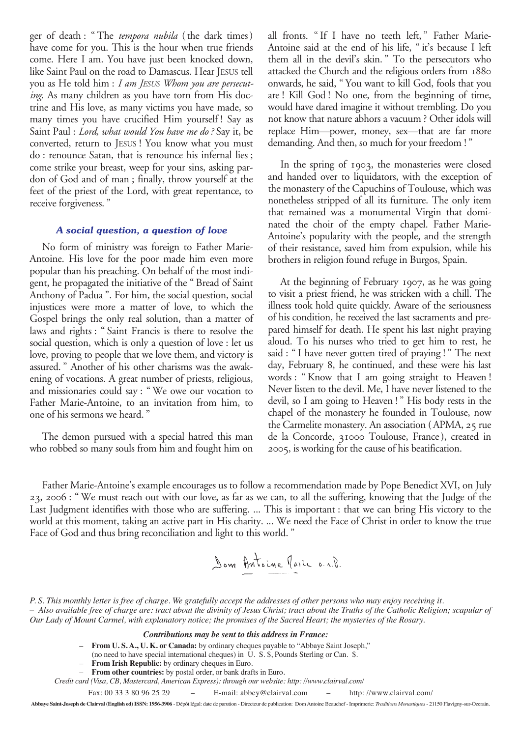ger of death : " The *tempora nubila* (the dark times) have come for you. This is the hour when true friends come. Here I am. You have just been knocked down, like Saint Paul on the road to Damascus. Hear JESUS tell you as He told him : *I am JESUS Whom you are persecuting*. As many children as you have torn from His doctrine and His love, as many victims you have made, so many times you have crucified Him yourself ! Say as Saint Paul : *Lord, what would You have me do ?* Say it, be converted, return to JESUS ! You know what you must do : renounce Satan, that is renounce his infernal lies ; come strike your breast, weep for your sins, asking pardon of God and of man ; finally, throw yourself at the feet of the priest of the Lord, with great repentance, to receive forgiveness. "

### *A social question, a question of love*

No form of ministry was foreign to Father Marie-Antoine. His love for the poor made him even more popular than his preaching. On behalf of the most indigent, he propagated the initiative of the " Bread of Saint Anthony of Padua ". For him, the social question, social injustices were more a matter of love, to which the Gospel brings the only real solution, than a matter of laws and rights : " Saint Francis is there to resolve the social question, which is only a question of love : let us love, proving to people that we love them, and victory is assured. " Another of his other charisms was the awakening of vocations. A great number of priests, religious, and missionaries could say : " We owe our vocation to Father Marie-Antoine, to an invitation from him, to one of his sermons we heard. "

The demon pursued with a special hatred this man who robbed so many souls from him and fought him on all fronts. " If I have no teeth left, " Father Marie-Antoine said at the end of his life, " it's because I left them all in the devil's skin. " To the persecutors who attacked the Church and the religious orders from 1880 onwards, he said, " You want to kill God, fools that you are ! Kill God ! No one, from the beginning of time, would have dared imagine it without trembling. Do you not know that nature abhors a vacuum ? Other idols will replace Him—power, money, sex—that are far more demanding. And then, so much for your freedom ! "

In the spring of 1903, the monasteries were closed and handed over to liquidators, with the exception of the monastery of the Capuchins of Toulouse, which was nonetheless stripped of all its furniture. The only item that remained was a monumental Virgin that dominated the choir of the empty chapel. Father Marie-Antoine's popularity with the people, and the strength of their resistance, saved him from expulsion, while his brothers in religion found refuge in Burgos, Spain.

At the beginning of February 1907, as he was going to visit a priest friend, he was stricken with a chill. The illness took hold quite quickly. Aware of the seriousness of his condition, he received the last sacraments and prepared himself for death. He spent his last night praying aloud. To his nurses who tried to get him to rest, he said : " I have never gotten tired of praying ! " The next day, February 8, he continued, and these were his last words : " Know that I am going straight to Heaven ! Never listen to the devil. Me, I have never listened to the devil, so I am going to Heaven ! " His body rests in the chapel of the monastery he founded in Toulouse, now the Carmelite monastery. An association (APMA, 25 rue de la Concorde, 31000 Toulouse, France), created in 2005, is working for the cause of his beatification.

Father Marie-Antoine's example encourages us to follow a recommendation made by Pope Benedict XVI, on July 23, 2006 : " We must reach out with our love, as far as we can, to all the suffering, knowing that the Judge of the Last Judgment identifies with those who are suffering. ... This is important : that we can bring His victory to the world at this moment, taking an active part in His charity. ... We need the Face of Christ in order to know the true Face of God and thus bring reconciliation and light to this world. "

Dom Antoine Marie o.s.b.

*P. S. This monthly letter is free of charge. We gratefully accept the addresses of other persons who may enjoy receiving it.*
*– Also available free of charge are: tract about the divinity of Jesus Christ; tract about the Truths of the Catholic Religion; scapular of Our Lady of Mount Carmel, with explanatory notice; the promises of the Sacred Heart; the mysteries of the Rosary.*

***Contributions may be sent to this address in France:***

- **From U. S. A., U. K. or Canada:** by ordinary cheques payable to "Abbaye Saint Joseph," (no need to have special international cheques) in U. S. $, Pounds Sterling or Can. $.
- **From Irish Republic:** by ordinary cheques in Euro.
- **From other countries:** by postal order, or bank drafts in Euro.

*Credit card (Visa, CB, Mastercard, American Express): through our website: http: //www.clairval.com/*

Fax: 00 33 3 80 96 25 29 – E-mail: abbey@clairval.com – http: //www.clairval.com/

**Abbaye Saint-Joseph de Clairval (English ed) ISSN: 1956-3906** - Dépôt légal: date de parution - Directeur de publication: Dom Antoine Beauchef - Imprimerie: *Traditions Monastiques* - 21150 Flavigny-sur-Ozerain.